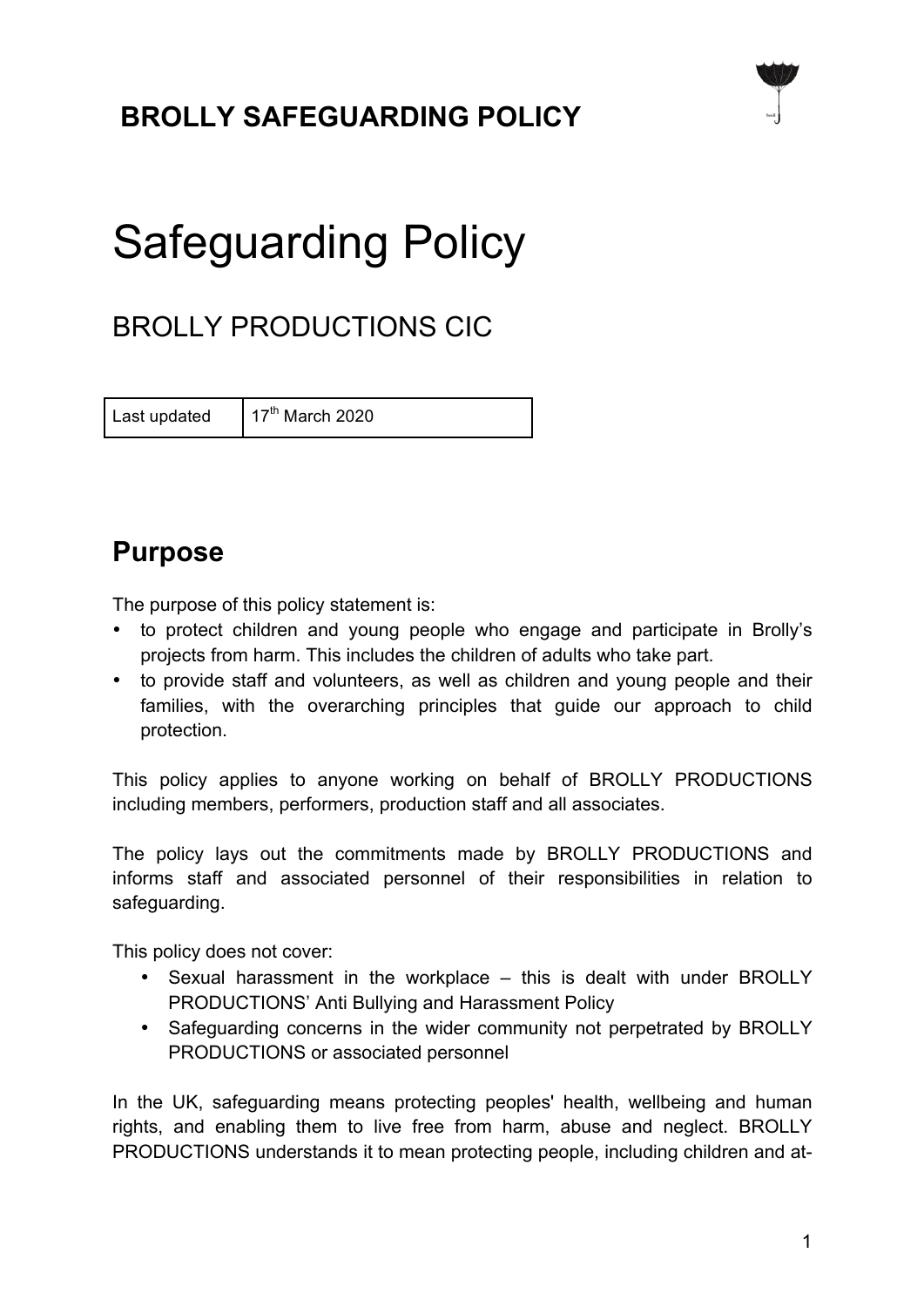# BROLLY SAFEGUARDING POLICY

# Safeguarding Policy

## BROLLY PRODUCTIONS CIC

| Last updated | 17th March 2020 |
|---|---|

## Purpose

The purpose of this policy statement is:

- to protect children and young people who engage and participate in Brolly's projects from harm. This includes the children of adults who take part.
- to provide staff and volunteers, as well as children and young people and their families, with the overarching principles that guide our approach to child protection.

This policy applies to anyone working on behalf of BROLLY PRODUCTIONS including members, performers, production staff and all associates.

The policy lays out the commitments made by BROLLY PRODUCTIONS and informs staff and associated personnel of their responsibilities in relation to safeguarding.

This policy does not cover:

- Sexual harassment in the workplace – this is dealt with under BROLLY PRODUCTIONS' Anti Bullying and Harassment Policy
- Safeguarding concerns in the wider community not perpetrated by BROLLY PRODUCTIONS or associated personnel

In the UK, safeguarding means protecting peoples' health, wellbeing and human rights, and enabling them to live free from harm, abuse and neglect. BROLLY PRODUCTIONS understands it to mean protecting people, including children and at-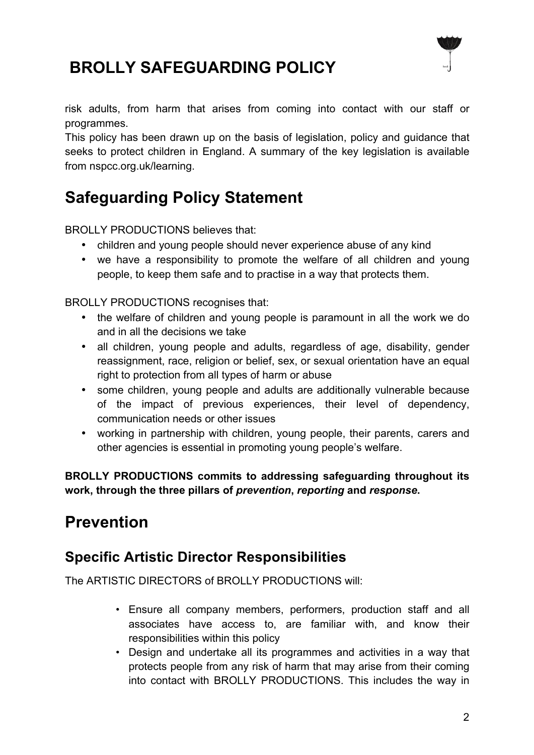risk adults, from harm that arises from coming into contact with our staff or programmes.

This policy has been drawn up on the basis of legislation, policy and guidance that seeks to protect children in England. A summary of the key legislation is available from nspcc.org.uk/learning.

## Safeguarding Policy Statement

BROLLY PRODUCTIONS believes that:

- children and young people should never experience abuse of any kind
- we have a responsibility to promote the welfare of all children and young people, to keep them safe and to practise in a way that protects them.

BROLLY PRODUCTIONS recognises that:

- the welfare of children and young people is paramount in all the work we do and in all the decisions we take
- all children, young people and adults, regardless of age, disability, gender reassignment, race, religion or belief, sex, or sexual orientation have an equal right to protection from all types of harm or abuse
- some children, young people and adults are additionally vulnerable because of the impact of previous experiences, their level of dependency, communication needs or other issues
- working in partnership with children, young people, their parents, carers and other agencies is essential in promoting young people's welfare.

**BROLLY PRODUCTIONS commits to addressing safeguarding throughout its work, through the three pillars of *prevention*, *reporting* and *response*.**

## Prevention

### Specific Artistic Director Responsibilities

The ARTISTIC DIRECTORS of BROLLY PRODUCTIONS will:

- Ensure all company members, performers, production staff and all associates have access to, are familiar with, and know their responsibilities within this policy
- Design and undertake all its programmes and activities in a way that protects people from any risk of harm that may arise from their coming into contact with BROLLY PRODUCTIONS. This includes the way in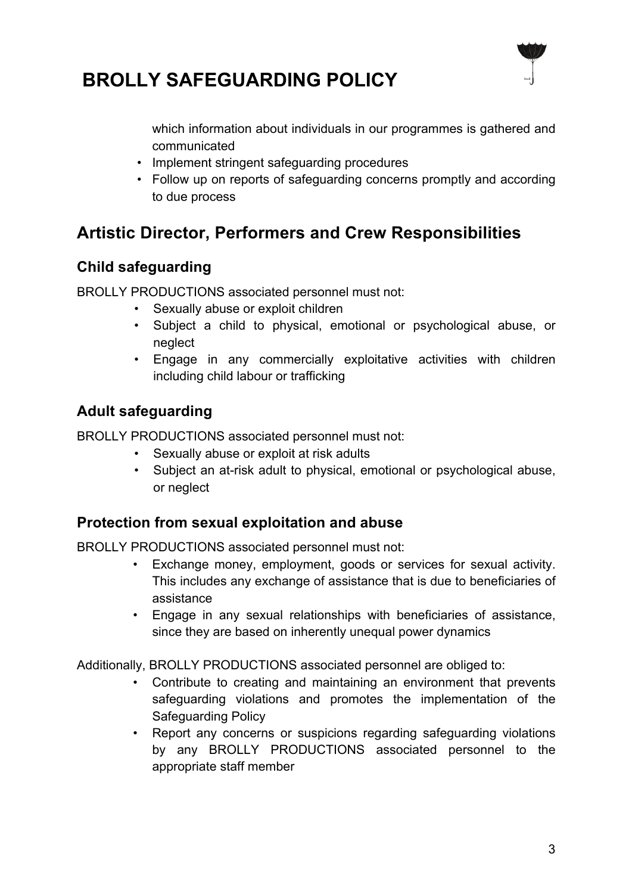which information about individuals in our programmes is gathered and communicated
- Implement stringent safeguarding procedures
- Follow up on reports of safeguarding concerns promptly and according to due process

## Artistic Director, Performers and Crew Responsibilities

### Child safeguarding

BROLLY PRODUCTIONS associated personnel must not:

- Sexually abuse or exploit children
- Subject a child to physical, emotional or psychological abuse, or neglect
- Engage in any commercially exploitative activities with children including child labour or trafficking

### Adult safeguarding

BROLLY PRODUCTIONS associated personnel must not:

- Sexually abuse or exploit at risk adults
- Subject an at-risk adult to physical, emotional or psychological abuse, or neglect

### Protection from sexual exploitation and abuse

BROLLY PRODUCTIONS associated personnel must not:

- Exchange money, employment, goods or services for sexual activity. This includes any exchange of assistance that is due to beneficiaries of assistance
- Engage in any sexual relationships with beneficiaries of assistance, since they are based on inherently unequal power dynamics

Additionally, BROLLY PRODUCTIONS associated personnel are obliged to:

- Contribute to creating and maintaining an environment that prevents safeguarding violations and promotes the implementation of the Safeguarding Policy
- Report any concerns or suspicions regarding safeguarding violations by any BROLLY PRODUCTIONS associated personnel to the appropriate staff member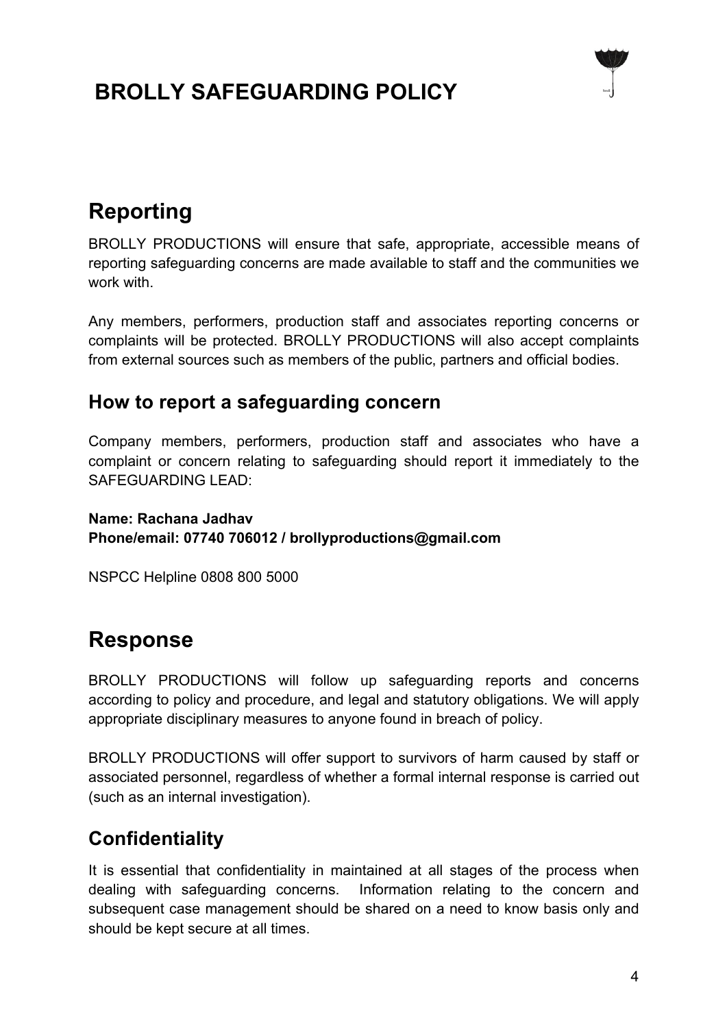# BROLLY SAFEGUARDING POLICY

## Reporting

BROLLY PRODUCTIONS will ensure that safe, appropriate, accessible means of reporting safeguarding concerns are made available to staff and the communities we work with.

Any members, performers, production staff and associates reporting concerns or complaints will be protected. BROLLY PRODUCTIONS will also accept complaints from external sources such as members of the public, partners and official bodies.

### How to report a safeguarding concern

Company members, performers, production staff and associates who have a complaint or concern relating to safeguarding should report it immediately to the SAFEGUARDING LEAD:

**Name: Rachana Jadhav**
**Phone/email: 07740 706012 / brollyproductions@gmail.com**

NSPCC Helpline 0808 800 5000

## Response

BROLLY PRODUCTIONS will follow up safeguarding reports and concerns according to policy and procedure, and legal and statutory obligations. We will apply appropriate disciplinary measures to anyone found in breach of policy.

BROLLY PRODUCTIONS will offer support to survivors of harm caused by staff or associated personnel, regardless of whether a formal internal response is carried out (such as an internal investigation).

### Confidentiality

It is essential that confidentiality in maintained at all stages of the process when dealing with safeguarding concerns. Information relating to the concern and subsequent case management should be shared on a need to know basis only and should be kept secure at all times.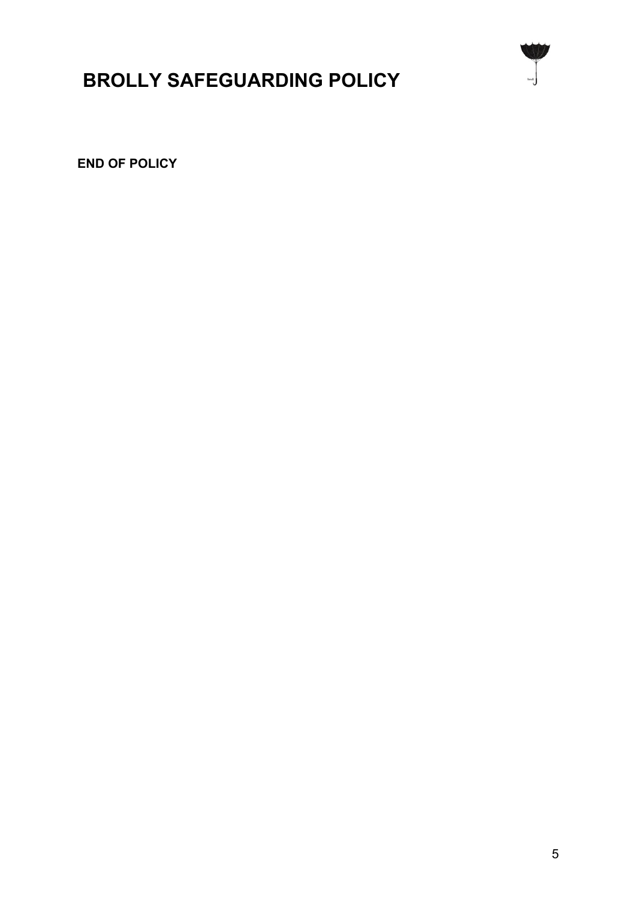**END OF POLICY**